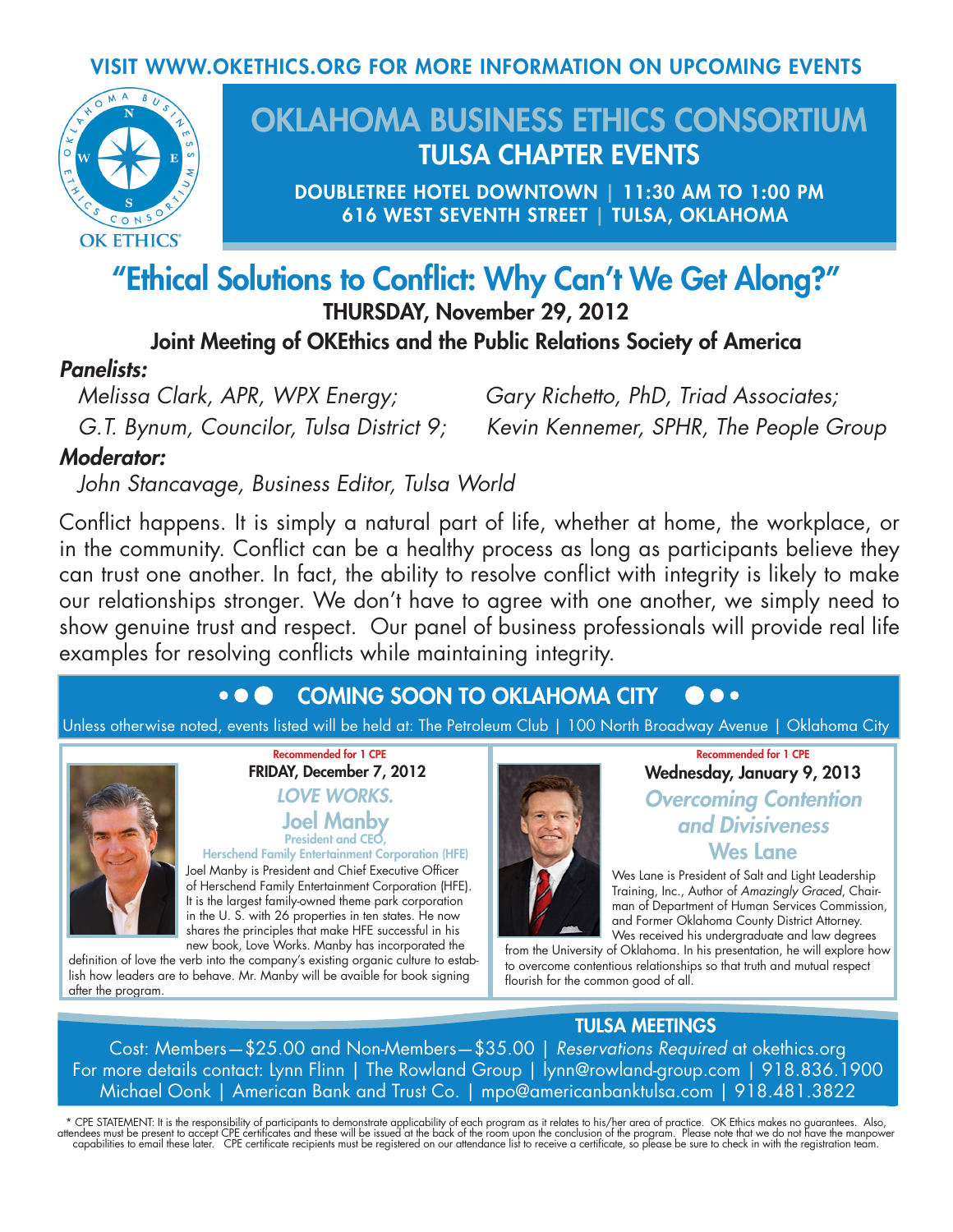VISIT WWW.OKETHICS.ORG FOR MORE INFORMATION ON UPCOMING EVENTS

OK ETHICS®

# OKLAHOMA BUSINESS ETHICS CONSORTIUM

## TULSA CHAPTER EVENTS

**DOUBLETREE HOTEL DOWNTOWN | 11:30 AM TO 1:00 PM**
**616 WEST SEVENTH STREET | TULSA, OKLAHOMA**

# "Ethical Solutions to Conflict: Why Can't We Get Along?"

**THURSDAY, November 29, 2012**

**Joint Meeting of OKEthics and the Public Relations Society of America**

***Panelists:***

*Melissa Clark, APR, WPX Energy;*
*G.T. Bynum, Councilor, Tulsa District 9;*
*Gary Richetto, PhD, Triad Associates;*
*Kevin Kennemer, SPHR, The People Group*

***Moderator:***

*John Stancavage, Business Editor, Tulsa World*

Conflict happens. It is simply a natural part of life, whether at home, the workplace, or in the community. Conflict can be a healthy process as long as participants believe they can trust one another. In fact, the ability to resolve conflict with integrity is likely to make our relationships stronger. We don't have to agree with one another, we simply need to show genuine trust and respect. Our panel of business professionals will provide real life examples for resolving conflicts while maintaining integrity.

## COMING SOON TO OKLAHOMA CITY

Unless otherwise noted, events listed will be held at: The Petroleum Club | 100 North Broadway Avenue | Oklahoma City

Recommended for 1 CPE

**FRIDAY, December 7, 2012**

### *LOVE WORKS.*

**Joel Manby**
President and CEO,
Herschend Family Entertainment Corporation (HFE)

Joel Manby is President and Chief Executive Officer of Herschend Family Entertainment Corporation (HFE). It is the largest family-owned theme park corporation in the U. S. with 26 properties in ten states. He now shares the principles that make HFE successful in his new book, Love Works. Manby has incorporated the definition of love the verb into the company's existing organic culture to establish how leaders are to behave. Mr. Manby will be avaible for book signing after the program.

Recommended for 1 CPE

**Wednesday, January 9, 2013**

### *Overcoming Contention and Divisiveness*

**Wes Lane**

Wes Lane is President of Salt and Light Leadership Training, Inc., Author of *Amazingly Graced*, Chairman of Department of Human Services Commission, and Former Oklahoma County District Attorney. Wes received his undergraduate and law degrees from the University of Oklahoma. In his presentation, he will explore how to overcome contentious relationships so that truth and mutual respect flourish for the common good of all.

## TULSA MEETINGS

Cost: Members—$25.00 and Non-Members—$35.00 | *Reservations Required* at okethics.org
For more details contact: Lynn Flinn | The Rowland Group | lynn@rowland-group.com | 918.836.1900
Michael Oonk | American Bank and Trust Co. | mpo@americanbanktulsa.com | 918.481.3822

\* CPE STATEMENT: It is the responsibility of participants to demonstrate applicability of each program as it relates to his/her area of practice. OK Ethics makes no guarantees. Also, attendees must be present to accept CPE certificates and these will be issued at the back of the room upon the conclusion of the program. Please note that we do not have the manpower capabilities to email these later. CPE certificate recipients must be registered on our attendance list to receive a certificate, so please be sure to check in with the registration team.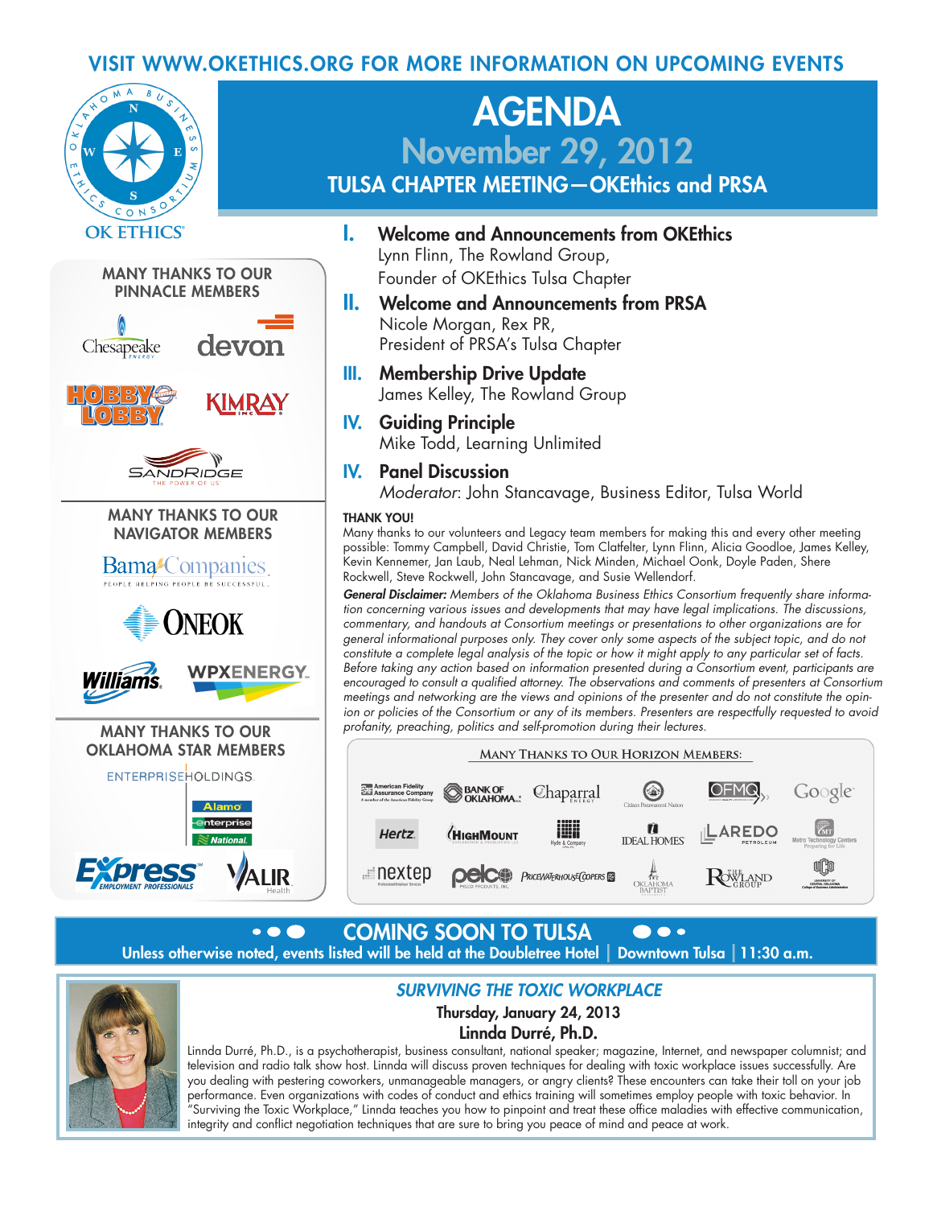VISIT WWW.OKETHICS.ORG FOR MORE INFORMATION ON UPCOMING EVENTS

OK ETHICS

# AGENDA

## November 29, 2012

### TULSA CHAPTER MEETING—OKEthics and PRSA

**I. Welcome and Announcements from OKEthics**
Lynn Flinn, The Rowland Group,
Founder of OKEthics Tulsa Chapter

**II. Welcome and Announcements from PRSA**
Nicole Morgan, Rex PR,
President of PRSA's Tulsa Chapter

**III. Membership Drive Update**
James Kelley, The Rowland Group

**IV. Guiding Principle**
Mike Todd, Learning Unlimited

**IV. Panel Discussion**
*Moderator*: John Stancavage, Business Editor, Tulsa World

**THANK YOU!**

Many thanks to our volunteers and Legacy team members for making this and every other meeting possible: Tommy Campbell, David Christie, Tom Clatfelter, Lynn Flinn, Alicia Goodloe, James Kelley, Kevin Kennemer, Jan Laub, Neal Lehman, Nick Minden, Michael Oonk, Doyle Paden, Shere Rockwell, Steve Rockwell, John Stancavage, and Susie Wellendorf.

***General Disclaimer:*** *Members of the Oklahoma Business Ethics Consortium frequently share information concerning various issues and developments that may have legal implications. The discussions, commentary, and handouts at Consortium meetings or presentations to other organizations are for general informational purposes only. They cover only some aspects of the subject topic, and do not constitute a complete legal analysis of the topic or how it might apply to any particular set of facts. Before taking any action based on information presented during a Consortium event, participants are encouraged to consult a qualified attorney. The observations and comments of presenters at Consortium meetings and networking are the views and opinions of the presenter and do not constitute the opinion or policies of the Consortium or any of its members. Presenters are respectfully requested to avoid profanity, preaching, politics and self-promotion during their lectures.*

MANY THANKS TO OUR PINNACLE MEMBERS

Chesapeake, devon, Hobby Lobby, Kimray, SandRidge

MANY THANKS TO OUR NAVIGATOR MEMBERS

Bama Companies, ONEOK, Williams, WPX Energy

MANY THANKS TO OUR OKLAHOMA STAR MEMBERS

Enterprise Holdings (Alamo, Enterprise, National), Express Employment Professionals, Valir Health

MANY THANKS TO OUR HORIZON MEMBERS:

American Fidelity Assurance Company, Bank of Oklahoma, Chaparral Energy, Citizen Potawatomi Nation, OFMQ, Google, Hertz, HighMount, Hyde & Company, Ideal Homes, Laredo Petroleum, Metro Technology Centers, nextep, pelco, PricewaterhouseCoopers, Oklahoma Baptist University, The Rowland Group, University of Central Oklahoma College of Business Administration

## COMING SOON TO TULSA

Unless otherwise noted, events listed will be held at the Doubletree Hotel | Downtown Tulsa | 11:30 a.m.

### *SURVIVING THE TOXIC WORKPLACE*

**Thursday, January 24, 2013**

**Linnda Durré, Ph.D.**

Linnda Durré, Ph.D., is a psychotherapist, business consultant, national speaker; magazine, Internet, and newspaper columnist; and television and radio talk show host. Linnda will discuss proven techniques for dealing with toxic workplace issues successfully. Are you dealing with pestering coworkers, unmanageable managers, or angry clients? These encounters can take their toll on your job performance. Even organizations with codes of conduct and ethics training will sometimes employ people with toxic behavior. In "Surviving the Toxic Workplace," Linnda teaches you how to pinpoint and treat these office maladies with effective communication, integrity and conflict negotiation techniques that are sure to bring you peace of mind and peace at work.